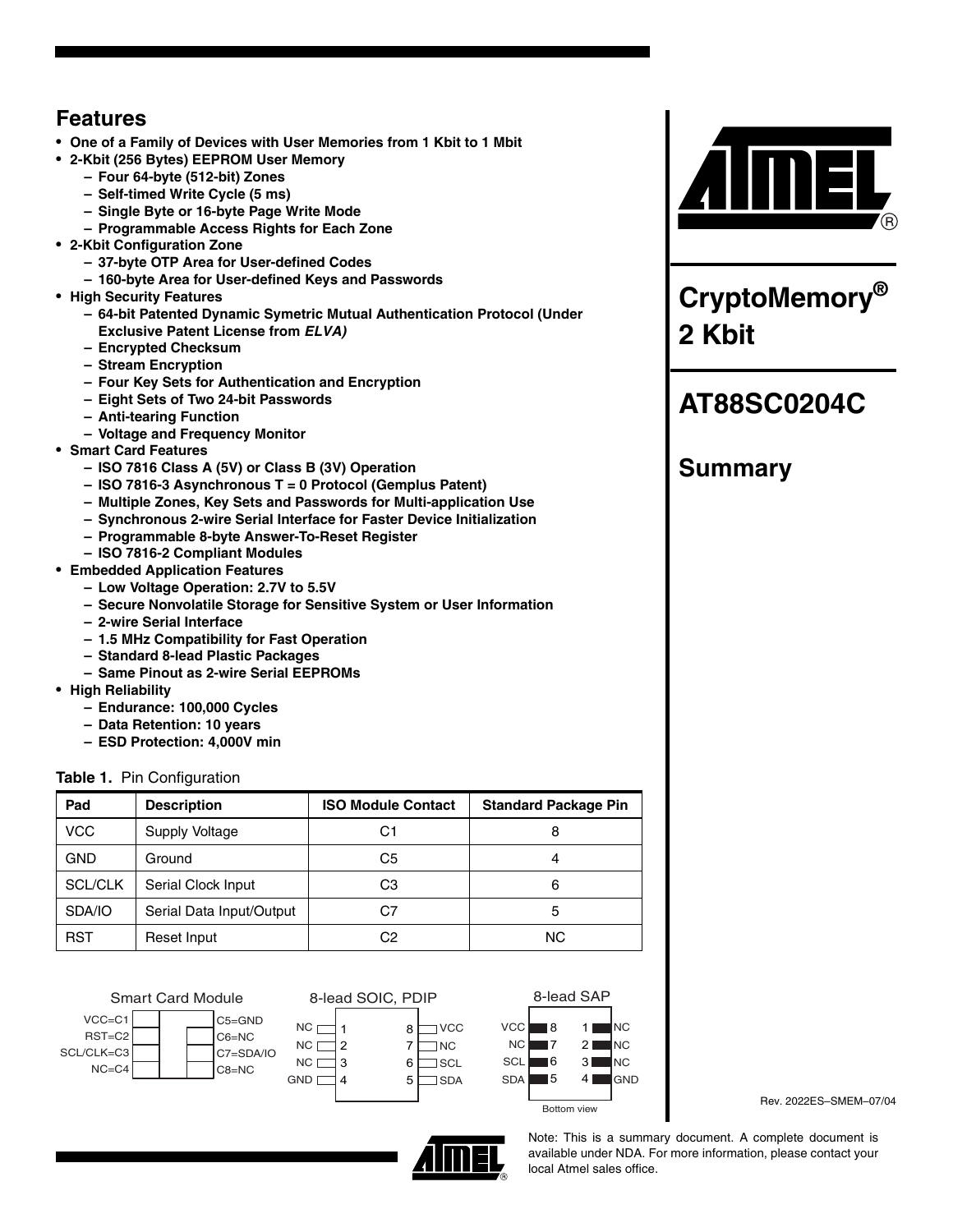# CryptoMemory® 2 Kbit

# AT88SC0204C

## Summary

## Features

- One of a Family of Devices with User Memories from 1 Kbit to 1 Mbit
- 2-Kbit (256 Bytes) EEPROM User Memory
  - Four 64-byte (512-bit) Zones
  - Self-timed Write Cycle (5 ms)
  - Single Byte or 16-byte Page Write Mode
  - Programmable Access Rights for Each Zone
- 2-Kbit Configuration Zone
  - 37-byte OTP Area for User-defined Codes
  - 160-byte Area for User-defined Keys and Passwords
- High Security Features
  - 64-bit Patented Dynamic Symetric Mutual Authentication Protocol (Under Exclusive Patent License from *ELVA)*
  - Encrypted Checksum
  - Stream Encryption
  - Four Key Sets for Authentication and Encryption
  - Eight Sets of Two 24-bit Passwords
  - Anti-tearing Function
  - Voltage and Frequency Monitor
- Smart Card Features
  - ISO 7816 Class A (5V) or Class B (3V) Operation
  - ISO 7816-3 Asynchronous T = 0 Protocol (Gemplus Patent)
  - Multiple Zones, Key Sets and Passwords for Multi-application Use
  - Synchronous 2-wire Serial Interface for Faster Device Initialization
  - Programmable 8-byte Answer-To-Reset Register
  - ISO 7816-2 Compliant Modules
- Embedded Application Features
  - Low Voltage Operation: 2.7V to 5.5V
  - Secure Nonvolatile Storage for Sensitive System or User Information
  - 2-wire Serial Interface
  - 1.5 MHz Compatibility for Fast Operation
  - Standard 8-lead Plastic Packages
  - Same Pinout as 2-wire Serial EEPROMs
- High Reliability
  - Endurance: 100,000 Cycles
  - Data Retention: 10 years
  - ESD Protection: 4,000V min

**Table 1.** Pin Configuration

| Pad | Description | ISO Module Contact | Standard Package Pin |
|---|---|---|---|
| VCC | Supply Voltage | C1 | 8 |
| GND | Ground | C5 | 4 |
| SCL/CLK | Serial Clock Input | C3 | 6 |
| SDA/IO | Serial Data Input/Output | C7 | 5 |
| RST | Reset Input | C2 | NC |

Smart Card Module

| Left | Right |
|---|---|
| VCC=C1 | C5=GND |
| RST=C2 | C6=NC |
| SCL/CLK=C3 | C7=SDA/IO |
| NC=C4 | C8=NC |

8-lead SOIC, PDIP

| Pin | Name | Pin | Name |
|---|---|---|---|
| 1 | NC | 8 | VCC |
| 2 | NC | 7 | NC |
| 3 | NC | 6 | SCL |
| 4 | GND | 5 | SDA |

8-lead SAP (Bottom view)

| Name | Pin | Pin | Name |
|---|---|---|---|
| VCC | 8 | 1 | NC |
| NC | 7 | 2 | NC |
| SCL | 6 | 3 | NC |
| SDA | 5 | 4 | GND |

Rev. 2022ES–SMEM–07/04

Note: This is a summary document. A complete document is available under NDA. For more information, please contact your local Atmel sales office.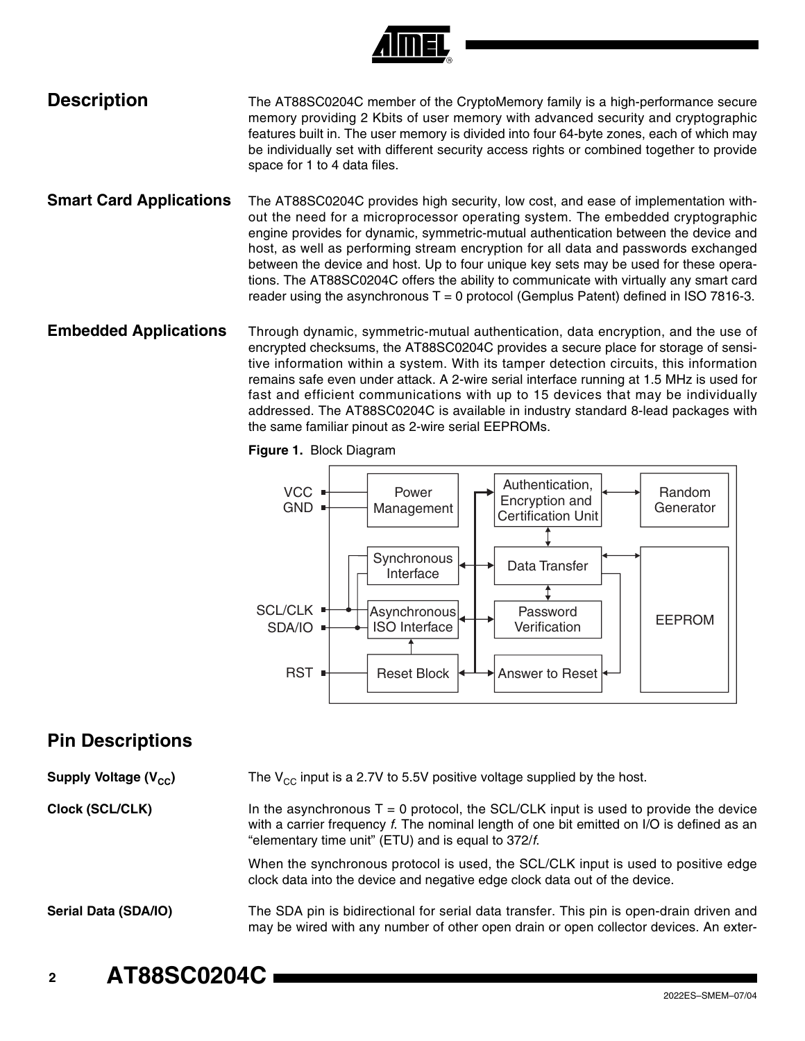## Description

The AT88SC0204C member of the CryptoMemory family is a high-performance secure memory providing 2 Kbits of user memory with advanced security and cryptographic features built in. The user memory is divided into four 64-byte zones, each of which may be individually set with different security access rights or combined together to provide space for 1 to 4 data files.

## Smart Card Applications

The AT88SC0204C provides high security, low cost, and ease of implementation without the need for a microprocessor operating system. The embedded cryptographic engine provides for dynamic, symmetric-mutual authentication between the device and host, as well as performing stream encryption for all data and passwords exchanged between the device and host. Up to four unique key sets may be used for these operations. The AT88SC0204C offers the ability to communicate with virtually any smart card reader using the asynchronous T = 0 protocol (Gemplus Patent) defined in ISO 7816-3.

## Embedded Applications

Through dynamic, symmetric-mutual authentication, data encryption, and the use of encrypted checksums, the AT88SC0204C provides a secure place for storage of sensitive information within a system. With its tamper detection circuits, this information remains safe even under attack. A 2-wire serial interface running at 1.5 MHz is used for fast and efficient communications with up to 15 devices that may be individually addressed. The AT88SC0204C is available in industry standard 8-lead packages with the same familiar pinout as 2-wire serial EEPROMs.

**Figure 1.** Block Diagram

VCC, GND — Power Management; SCL/CLK, SDA/IO — Synchronous Interface, Asynchronous ISO Interface; RST — Reset Block; Authentication, Encryption and Certification Unit; Random Generator; Data Transfer; Password Verification; Answer to Reset; EEPROM

## Pin Descriptions

**Supply Voltage ($V_{CC}$)**

The $V_{CC}$ input is a 2.7V to 5.5V positive voltage supplied by the host.

**Clock (SCL/CLK)**

In the asynchronous T = 0 protocol, the SCL/CLK input is used to provide the device with a carrier frequency *f*. The nominal length of one bit emitted on I/O is defined as an "elementary time unit" (ETU) and is equal to 372/*f*.

When the synchronous protocol is used, the SCL/CLK input is used to positive edge clock data into the device and negative edge clock data out of the device.

**Serial Data (SDA/IO)**

The SDA pin is bidirectional for serial data transfer. This pin is open-drain driven and may be wired with any number of other open drain or open collector devices. An exter-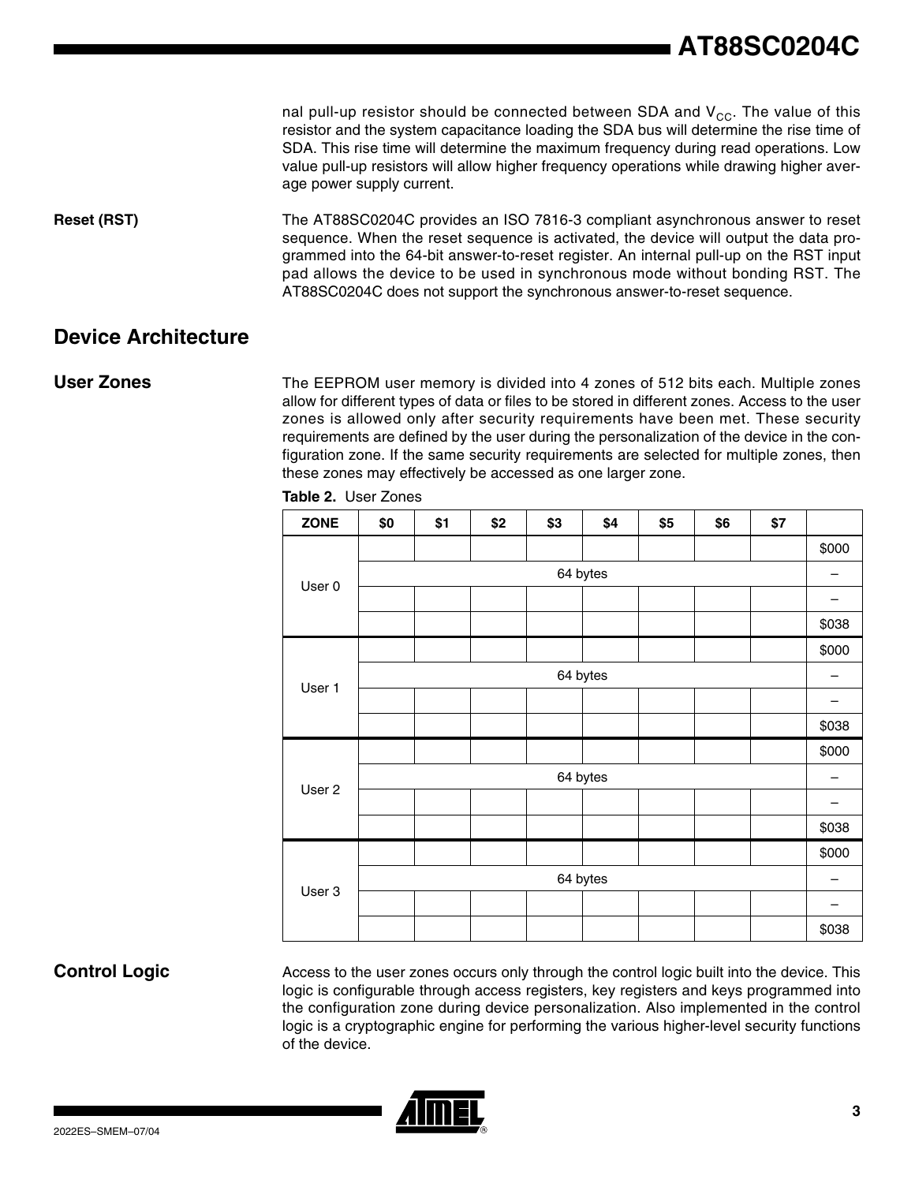nal pull-up resistor should be connected between SDA and $V_{CC}$. The value of this resistor and the system capacitance loading the SDA bus will determine the rise time of SDA. This rise time will determine the maximum frequency during read operations. Low value pull-up resistors will allow higher frequency operations while drawing higher average power supply current.

**Reset (RST)**

The AT88SC0204C provides an ISO 7816-3 compliant asynchronous answer to reset sequence. When the reset sequence is activated, the device will output the data programmed into the 64-bit answer-to-reset register. An internal pull-up on the RST input pad allows the device to be used in synchronous mode without bonding RST. The AT88SC0204C does not support the synchronous answer-to-reset sequence.

## Device Architecture

### User Zones

The EEPROM user memory is divided into 4 zones of 512 bits each. Multiple zones allow for different types of data or files to be stored in different zones. Access to the user zones is allowed only after security requirements have been met. These security requirements are defined by the user during the personalization of the device in the configuration zone. If the same security requirements are selected for multiple zones, then these zones may effectively be accessed as one larger zone.

**Table 2.** User Zones

| ZONE | $0 | $1 | $2 | $3 | $4 | $5 | $6 | $7 | |
|---|---|---|---|---|---|---|---|---|---|
| User 0 | | | | | | | | | $000 |
| | 64 bytes | | | | | | | | – |
| | | | | | | | | | – |
| | | | | | | | | | $038 |
| User 1 | | | | | | | | | $000 |
| | 64 bytes | | | | | | | | – |
| | | | | | | | | | – |
| | | | | | | | | | $038 |
| User 2 | | | | | | | | | $000 |
| | 64 bytes | | | | | | | | – |
| | | | | | | | | | – |
| | | | | | | | | | $038 |
| User 3 | | | | | | | | | $000 |
| | 64 bytes | | | | | | | | – |
| | | | | | | | | | – |
| | | | | | | | | | $038 |

### Control Logic

Access to the user zones occurs only through the control logic built into the device. This logic is configurable through access registers, key registers and keys programmed into the configuration zone during device personalization. Also implemented in the control logic is a cryptographic engine for performing the various higher-level security functions of the device.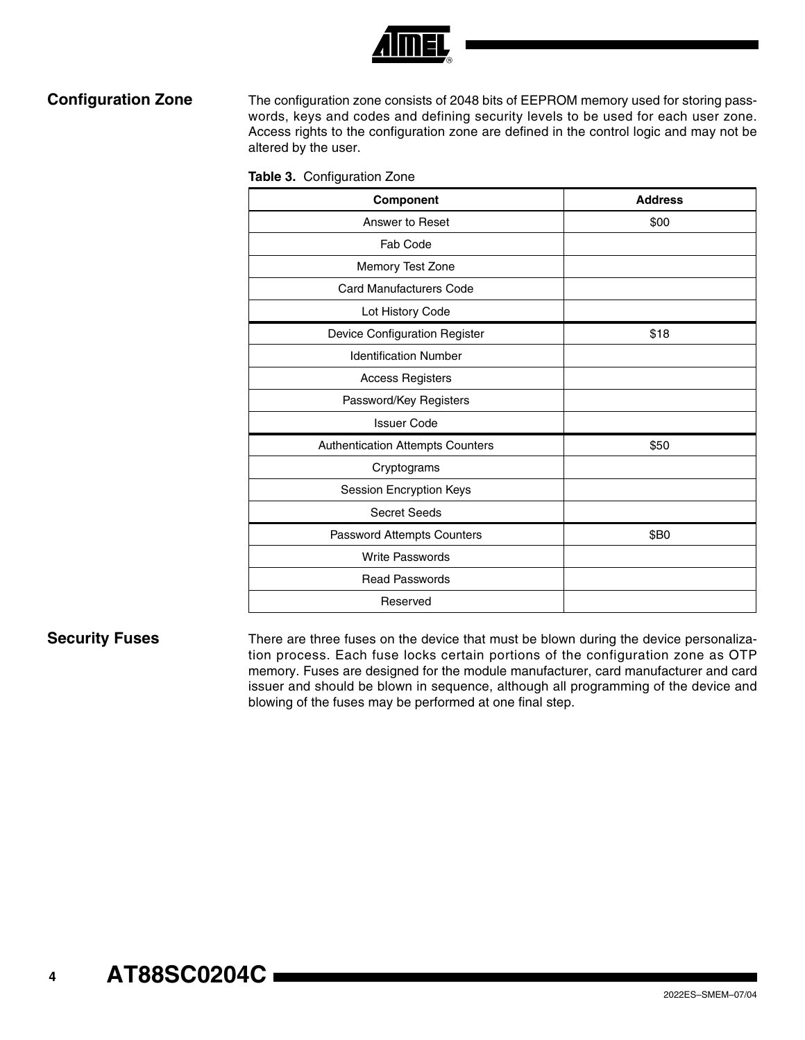## Configuration Zone

The configuration zone consists of 2048 bits of EEPROM memory used for storing passwords, keys and codes and defining security levels to be used for each user zone. Access rights to the configuration zone are defined in the control logic and may not be altered by the user.

**Table 3.** Configuration Zone

| Component | Address |
|---|---|
| Answer to Reset | $00 |
| Fab Code | |
| Memory Test Zone | |
| Card Manufacturers Code | |
| Lot History Code | |
| Device Configuration Register | $18 |
| Identification Number | |
| Access Registers | |
| Password/Key Registers | |
| Issuer Code | |
| Authentication Attempts Counters | $50 |
| Cryptograms | |
| Session Encryption Keys | |
| Secret Seeds | |
| Password Attempts Counters | $B0 |
| Write Passwords | |
| Read Passwords | |
| Reserved | |

## Security Fuses

There are three fuses on the device that must be blown during the device personalization process. Each fuse locks certain portions of the configuration zone as OTP memory. Fuses are designed for the module manufacturer, card manufacturer and card issuer and should be blown in sequence, although all programming of the device and blowing of the fuses may be performed at one final step.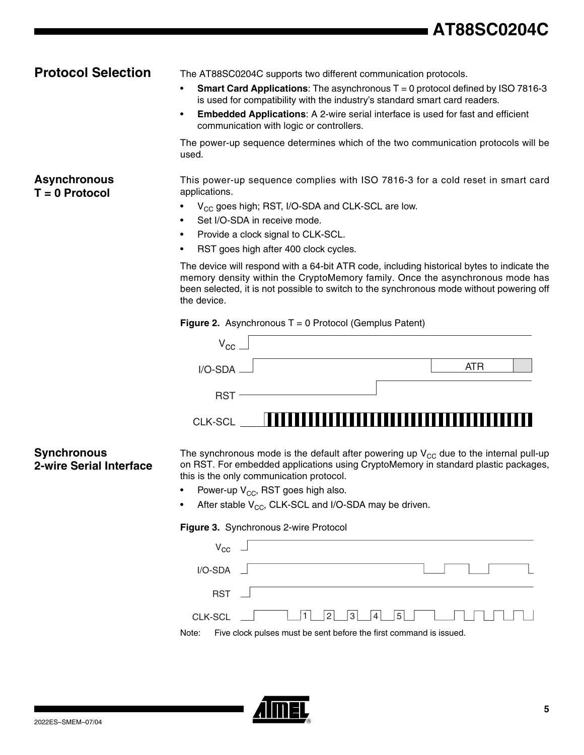## Protocol Selection

The AT88SC0204C supports two different communication protocols.

- **Smart Card Applications**: The asynchronous T = 0 protocol defined by ISO 7816-3 is used for compatibility with the industry's standard smart card readers.
- **Embedded Applications**: A 2-wire serial interface is used for fast and efficient communication with logic or controllers.

The power-up sequence determines which of the two communication protocols will be used.

## Asynchronous T = 0 Protocol

This power-up sequence complies with ISO 7816-3 for a cold reset in smart card applications.

- $V_{CC}$ goes high; RST, I/O-SDA and CLK-SCL are low.
- Set I/O-SDA in receive mode.
- Provide a clock signal to CLK-SCL.
- RST goes high after 400 clock cycles.

The device will respond with a 64-bit ATR code, including historical bytes to indicate the memory density within the CryptoMemory family. Once the asynchronous mode has been selected, it is not possible to switch to the synchronous mode without powering off the device.

**Figure 2.** Asynchronous T = 0 Protocol (Gemplus Patent)

## Synchronous 2-wire Serial Interface

The synchronous mode is the default after powering up $V_{CC}$ due to the internal pull-up on RST. For embedded applications using CryptoMemory in standard plastic packages, this is the only communication protocol.

- Power-up $V_{CC}$, RST goes high also.
- After stable $V_{CC}$, CLK-SCL and I/O-SDA may be driven.

**Figure 3.** Synchronous 2-wire Protocol

Note: Five clock pulses must be sent before the first command is issued.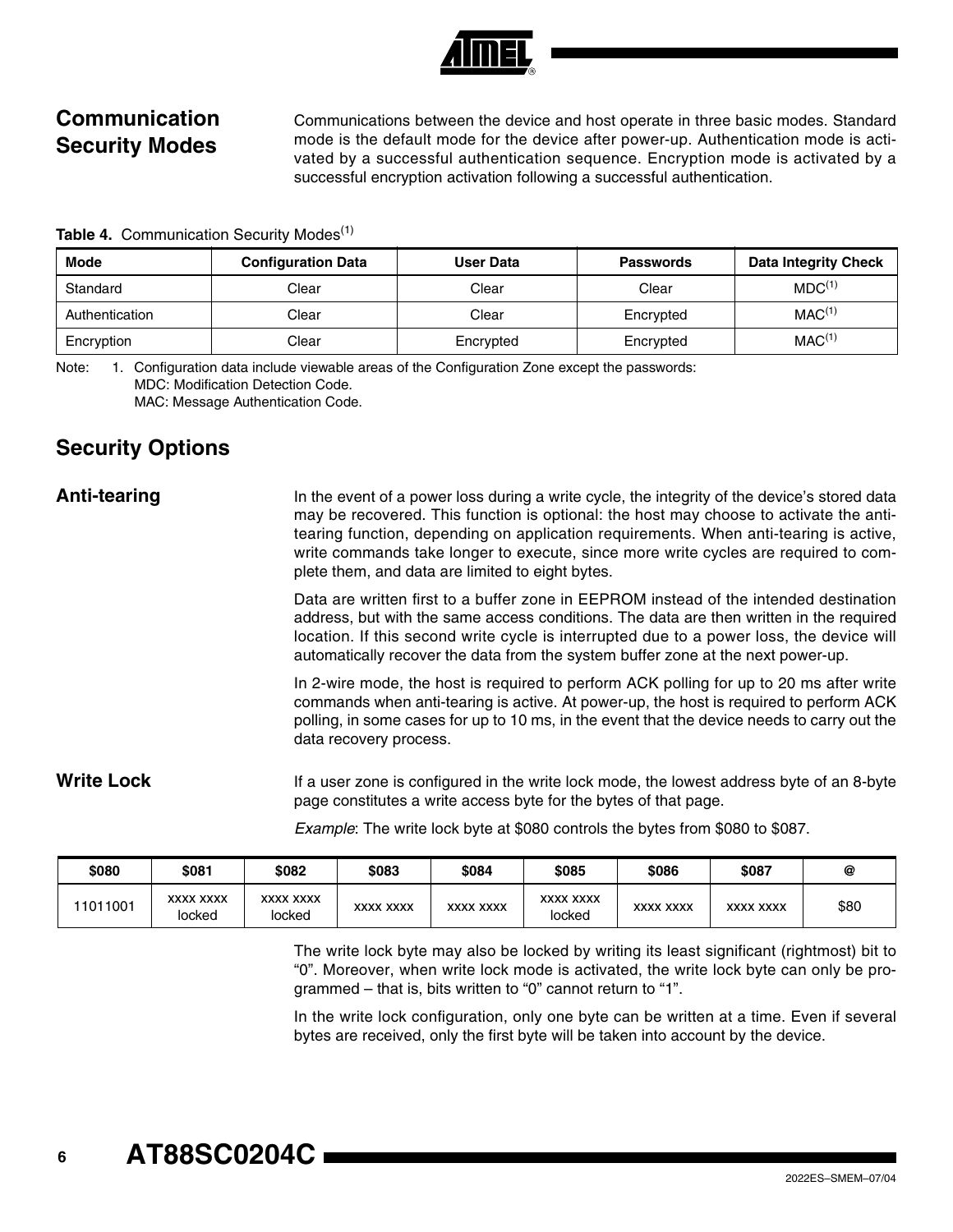## Communication Security Modes

Communications between the device and host operate in three basic modes. Standard mode is the default mode for the device after power-up. Authentication mode is activated by a successful authentication sequence. Encryption mode is activated by a successful encryption activation following a successful authentication.

**Table 4.** Communication Security Modes[1]

| Mode | Configuration Data | User Data | Passwords | Data Integrity Check |
|---|---|---|---|---|
| Standard | Clear | Clear | Clear | MDC[1] |
| Authentication | Clear | Clear | Encrypted | MAC[1] |
| Encryption | Clear | Encrypted | Encrypted | MAC[1] |

Note: 1. Configuration data include viewable areas of the Configuration Zone except the passwords:
MDC: Modification Detection Code.
MAC: Message Authentication Code.

## Security Options

### Anti-tearing

In the event of a power loss during a write cycle, the integrity of the device's stored data may be recovered. This function is optional: the host may choose to activate the anti-tearing function, depending on application requirements. When anti-tearing is active, write commands take longer to execute, since more write cycles are required to complete them, and data are limited to eight bytes.

Data are written first to a buffer zone in EEPROM instead of the intended destination address, but with the same access conditions. The data are then written in the required location. If this second write cycle is interrupted due to a power loss, the device will automatically recover the data from the system buffer zone at the next power-up.

In 2-wire mode, the host is required to perform ACK polling for up to 20 ms after write commands when anti-tearing is active. At power-up, the host is required to perform ACK polling, in some cases for up to 10 ms, in the event that the device needs to carry out the data recovery process.

### Write Lock

If a user zone is configured in the write lock mode, the lowest address byte of an 8-byte page constitutes a write access byte for the bytes of that page.

*Example*: The write lock byte at $080 controls the bytes from $080 to $087.

| $080 | $081 | $082 | $083 | $084 | $085 | $086 | $087 | @ |
|---|---|---|---|---|---|---|---|---|
| 11011001 | xxxx xxxx locked | xxxx xxxx locked | xxxx xxxx | xxxx xxxx | xxxx xxxx locked | xxxx xxxx | xxxx xxxx | $80 |

The write lock byte may also be locked by writing its least significant (rightmost) bit to "0". Moreover, when write lock mode is activated, the write lock byte can only be programmed – that is, bits written to "0" cannot return to "1".

In the write lock configuration, only one byte can be written at a time. Even if several bytes are received, only the first byte will be taken into account by the device.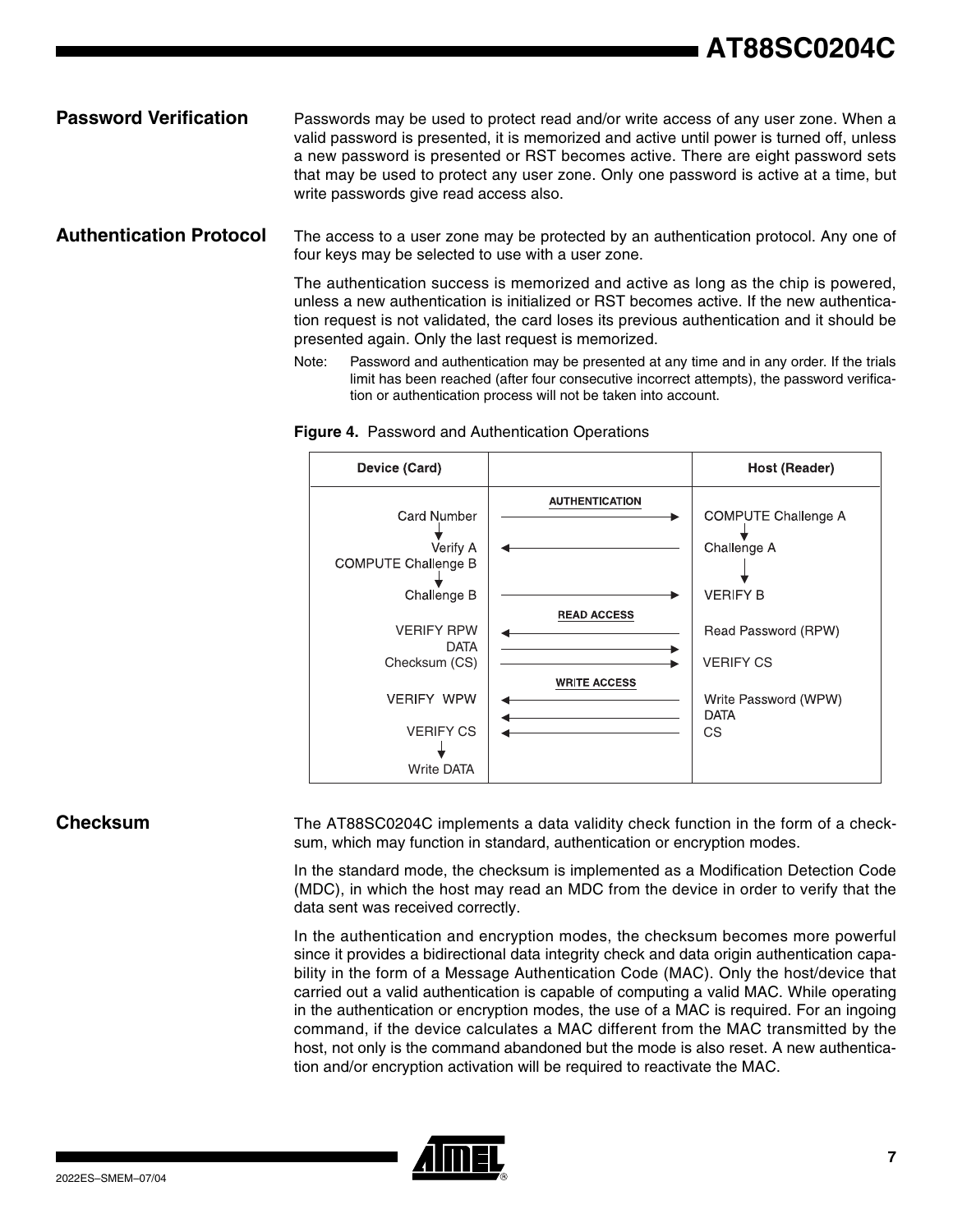## Password Verification

Passwords may be used to protect read and/or write access of any user zone. When a valid password is presented, it is memorized and active until power is turned off, unless a new password is presented or RST becomes active. There are eight password sets that may be used to protect any user zone. Only one password is active at a time, but write passwords give read access also.

## Authentication Protocol

The access to a user zone may be protected by an authentication protocol. Any one of four keys may be selected to use with a user zone.

The authentication success is memorized and active as long as the chip is powered, unless a new authentication is initialized or RST becomes active. If the new authentication request is not validated, the card loses its previous authentication and it should be presented again. Only the last request is memorized.

Note: Password and authentication may be presented at any time and in any order. If the trials limit has been reached (after four consecutive incorrect attempts), the password verification or authentication process will not be taken into account.

**Figure 4.** Password and Authentication Operations

| Device (Card) | | Host (Reader) |
|---|---|---|
| | **AUTHENTICATION** | |
| Card Number | → | COMPUTE Challenge A |
| Verify A | ← | Challenge A |
| COMPUTE Challenge B | | |
| Challenge B | → | VERIFY B |
| | **READ ACCESS** | |
| VERIFY RPW | ← | Read Password (RPW) |
| DATA | → | |
| Checksum (CS) | → | VERIFY CS |
| | **WRITE ACCESS** | |
| VERIFY WPW | ← | Write Password (WPW) |
| | ← | DATA |
| VERIFY CS | ← | CS |
| Write DATA | | |

## Checksum

The AT88SC0204C implements a data validity check function in the form of a checksum, which may function in standard, authentication or encryption modes.

In the standard mode, the checksum is implemented as a Modification Detection Code (MDC), in which the host may read an MDC from the device in order to verify that the data sent was received correctly.

In the authentication and encryption modes, the checksum becomes more powerful since it provides a bidirectional data integrity check and data origin authentication capability in the form of a Message Authentication Code (MAC). Only the host/device that carried out a valid authentication is capable of computing a valid MAC. While operating in the authentication or encryption modes, the use of a MAC is required. For an ingoing command, if the device calculates a MAC different from the MAC transmitted by the host, not only is the command abandoned but the mode is also reset. A new authentication and/or encryption activation will be required to reactivate the MAC.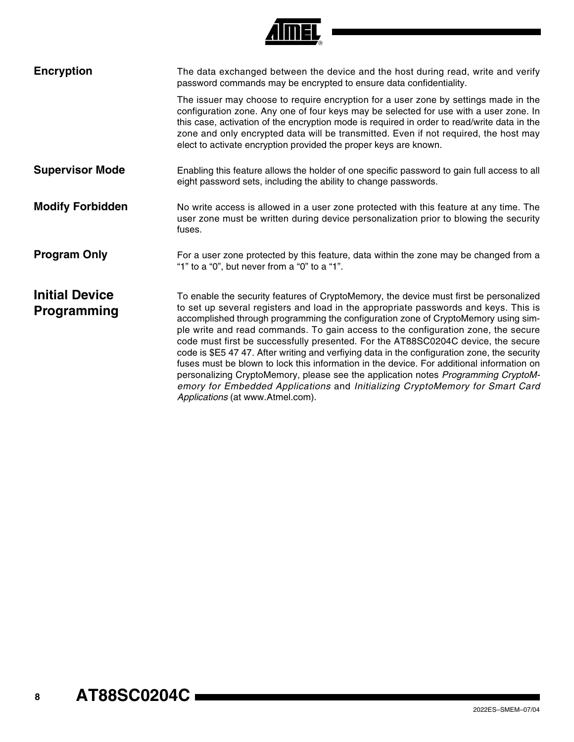### Encryption

The data exchanged between the device and the host during read, write and verify password commands may be encrypted to ensure data confidentiality.

The issuer may choose to require encryption for a user zone by settings made in the configuration zone. Any one of four keys may be selected for use with a user zone. In this case, activation of the encryption mode is required in order to read/write data in the zone and only encrypted data will be transmitted. Even if not required, the host may elect to activate encryption provided the proper keys are known.

### Supervisor Mode

Enabling this feature allows the holder of one specific password to gain full access to all eight password sets, including the ability to change passwords.

### Modify Forbidden

No write access is allowed in a user zone protected with this feature at any time. The user zone must be written during device personalization prior to blowing the security fuses.

### Program Only

For a user zone protected by this feature, data within the zone may be changed from a "1" to a "0", but never from a "0" to a "1".

## Initial Device Programming

To enable the security features of CryptoMemory, the device must first be personalized to set up several registers and load in the appropriate passwords and keys. This is accomplished through programming the configuration zone of CryptoMemory using simple write and read commands. To gain access to the configuration zone, the secure code must first be successfully presented. For the AT88SC0204C device, the secure code is $E5 47 47. After writing and verfiying data in the configuration zone, the security fuses must be blown to lock this information in the device. For additional information on personalizing CryptoMemory, please see the application notes *Programming CryptoMemory for Embedded Applications* and *Initializing CryptoMemory for Smart Card Applications* (at www.Atmel.com).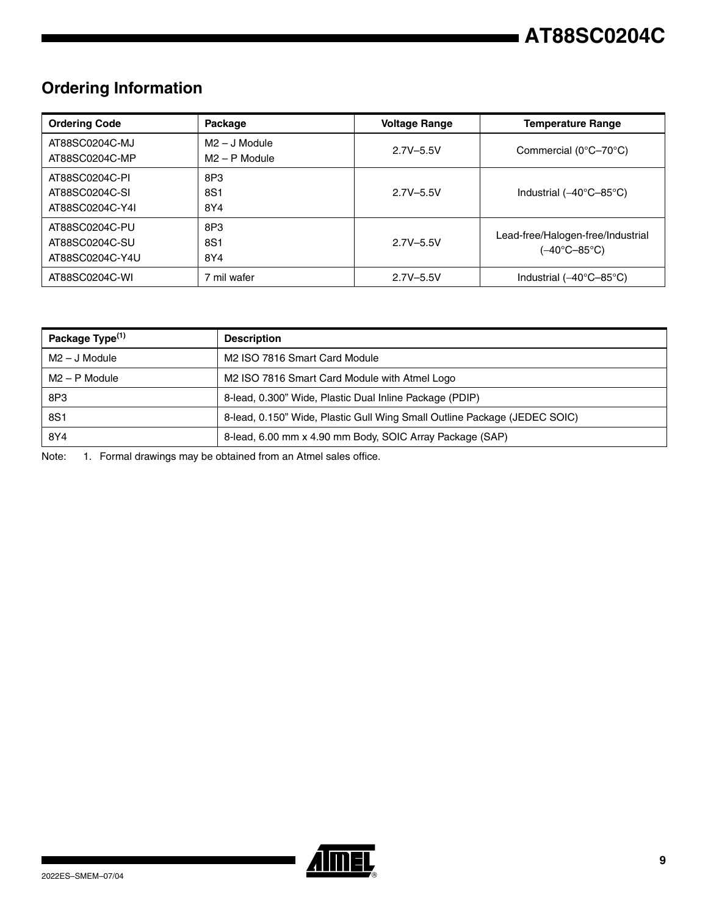## Ordering Information

| Ordering Code | Package | Voltage Range | Temperature Range |
|---|---|---|---|
| AT88SC0204C-MJ<br>AT88SC0204C-MP | M2 – J Module<br>M2 – P Module | 2.7V–5.5V | Commercial (0°C–70°C) |
| AT88SC0204C-PI<br>AT88SC0204C-SI<br>AT88SC0204C-Y4I | 8P3<br>8S1<br>8Y4 | 2.7V–5.5V | Industrial (–40°C–85°C) |
| AT88SC0204C-PU<br>AT88SC0204C-SU<br>AT88SC0204C-Y4U | 8P3<br>8S1<br>8Y4 | 2.7V–5.5V | Lead-free/Halogen-free/Industrial (–40°C–85°C) |
| AT88SC0204C-WI | 7 mil wafer | 2.7V–5.5V | Industrial (–40°C–85°C) |

| Package Type[1] | Description |
|---|---|
| M2 – J Module | M2 ISO 7816 Smart Card Module |
| M2 – P Module | M2 ISO 7816 Smart Card Module with Atmel Logo |
| 8P3 | 8-lead, 0.300" Wide, Plastic Dual Inline Package (PDIP) |
| 8S1 | 8-lead, 0.150" Wide, Plastic Gull Wing Small Outline Package (JEDEC SOIC) |
| 8Y4 | 8-lead, 6.00 mm x 4.90 mm Body, SOIC Array Package (SAP) |

Note: 1. Formal drawings may be obtained from an Atmel sales office.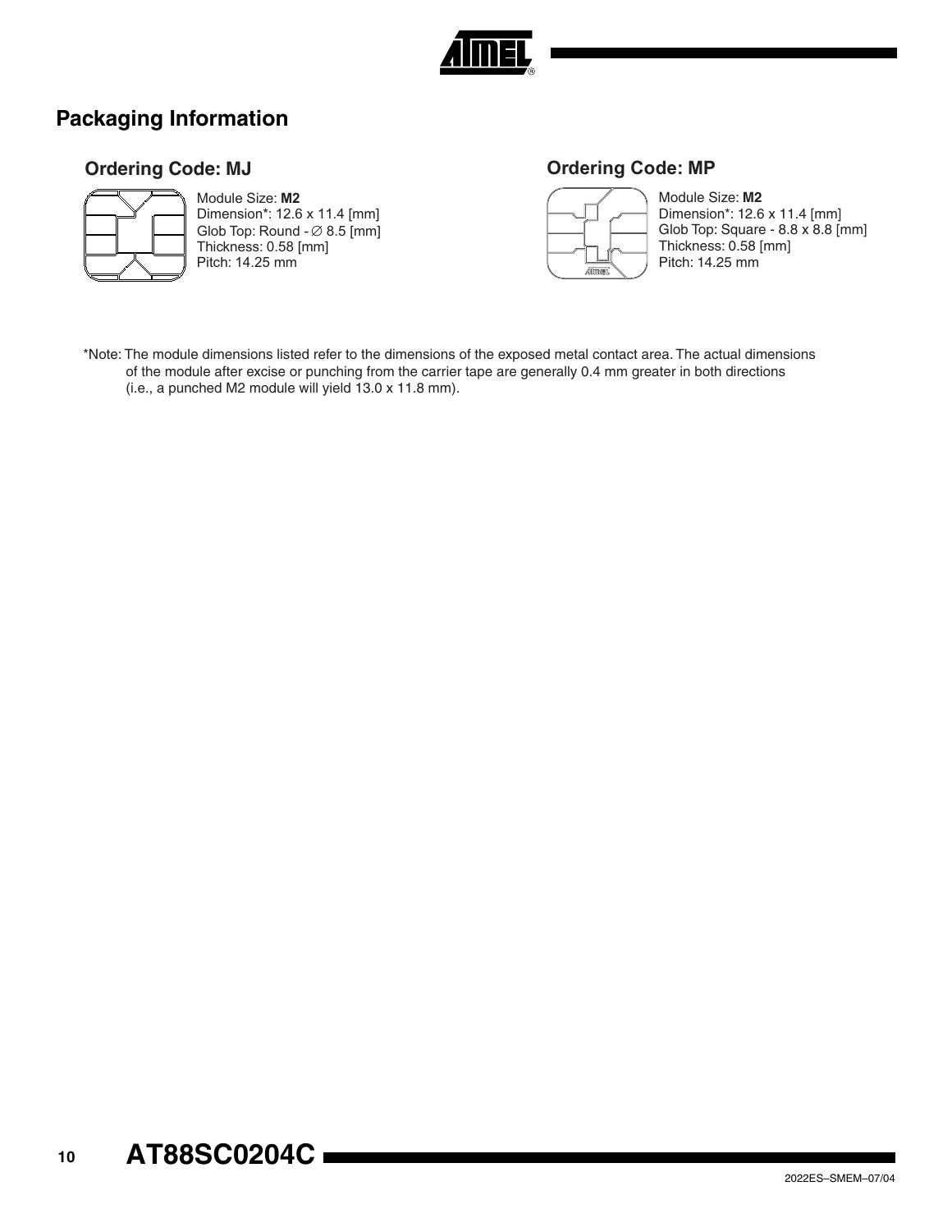# Packaging Information

## Ordering Code: MJ

Module Size: **M2**
Dimension*: 12.6 x 11.4 [mm]
Glob Top: Round - ∅ 8.5 [mm]
Thickness: 0.58 [mm]
Pitch: 14.25 mm

## Ordering Code: MP

Module Size: **M2**
Dimension*: 12.6 x 11.4 [mm]
Glob Top: Square - 8.8 x 8.8 [mm]
Thickness: 0.58 [mm]
Pitch: 14.25 mm

*Note: The module dimensions listed refer to the dimensions of the exposed metal contact area. The actual dimensions of the module after excise or punching from the carrier tape are generally 0.4 mm greater in both directions (i.e., a punched M2 module will yield 13.0 x 11.8 mm).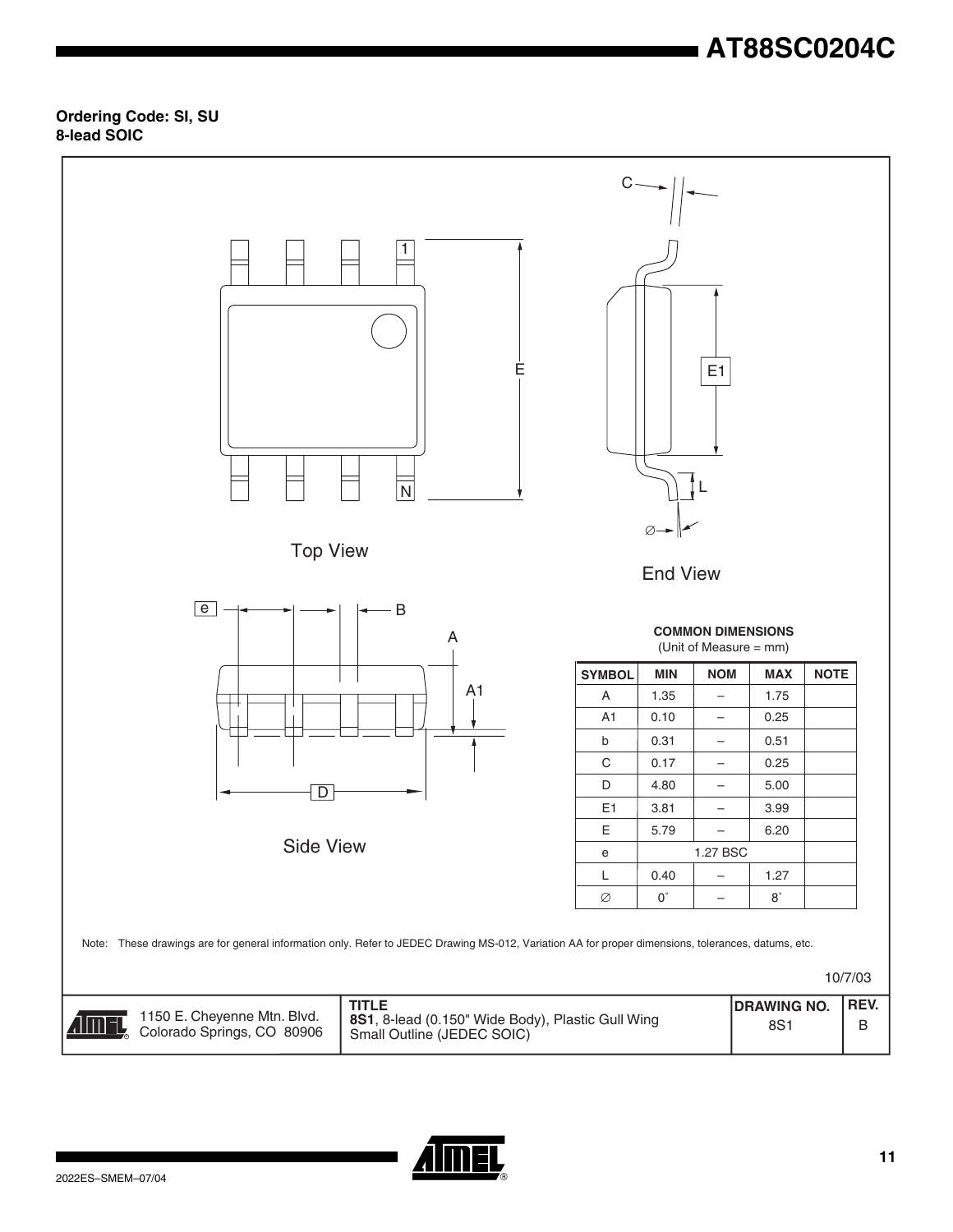**Ordering Code: SI, SU**
**8-lead SOIC**

Top View

End View

Side View

**COMMON DIMENSIONS**
(Unit of Measure = mm)

| SYMBOL | MIN | NOM | MAX | NOTE |
|---|---|---|---|---|
| A | 1.35 | – | 1.75 | |
| A1 | 0.10 | – | 0.25 | |
| b | 0.31 | – | 0.51 | |
| C | 0.17 | – | 0.25 | |
| D | 4.80 | – | 5.00 | |
| E1 | 3.81 | – | 3.99 | |
| E | 5.79 | – | 6.20 | |
| e | 1.27 BSC | | | |
| L | 0.40 | – | 1.27 | |
| ∅ | 0˚ | – | 8˚ | |

Note: These drawings are for general information only. Refer to JEDEC Drawing MS-012, Variation AA for proper dimensions, tolerances, datums, etc.

10/7/03

| | TITLE | DRAWING NO. | REV. |
|---|---|---|---|
| 1150 E. Cheyenne Mtn. Blvd. Colorado Springs, CO 80906 | **8S1**, 8-lead (0.150" Wide Body), Plastic Gull Wing Small Outline (JEDEC SOIC) | 8S1 | B |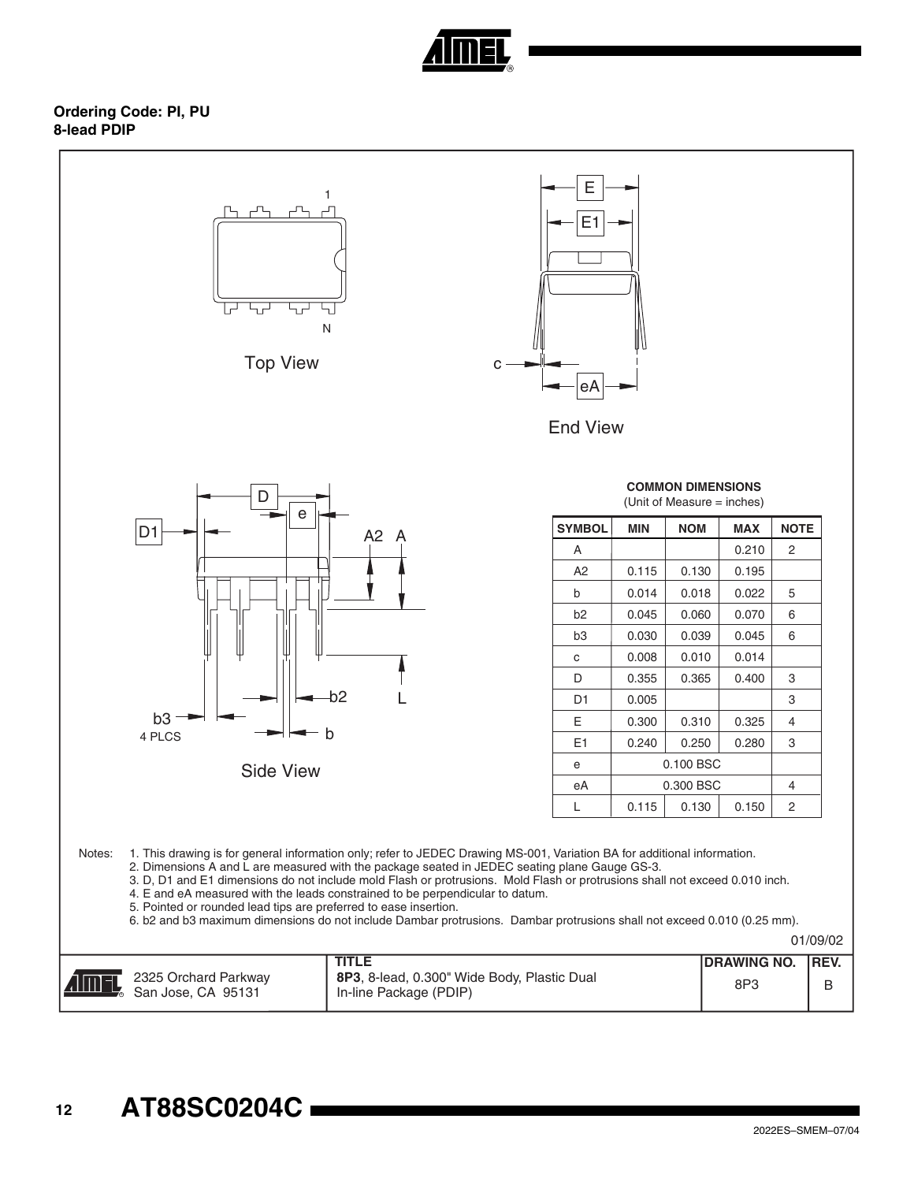**Ordering Code: PI, PU**
**8-lead PDIP**

Top View

End View

Side View

**COMMON DIMENSIONS**
(Unit of Measure = inches)

| SYMBOL | MIN | NOM | MAX | NOTE |
|---|---|---|---|---|
| A | | | 0.210 | 2 |
| A2 | 0.115 | 0.130 | 0.195 | |
| b | 0.014 | 0.018 | 0.022 | 5 |
| b2 | 0.045 | 0.060 | 0.070 | 6 |
| b3 | 0.030 | 0.039 | 0.045 | 6 |
| c | 0.008 | 0.010 | 0.014 | |
| D | 0.355 | 0.365 | 0.400 | 3 |
| D1 | 0.005 | | | 3 |
| E | 0.300 | 0.310 | 0.325 | 4 |
| E1 | 0.240 | 0.250 | 0.280 | 3 |
| e | | 0.100 BSC | | |
| eA | | 0.300 BSC | | 4 |
| L | 0.115 | 0.130 | 0.150 | 2 |

Notes:
1. This drawing is for general information only; refer to JEDEC Drawing MS-001, Variation BA for additional information.
2. Dimensions A and L are measured with the package seated in JEDEC seating plane Gauge GS-3.
3. D, D1 and E1 dimensions do not include mold Flash or protrusions. Mold Flash or protrusions shall not exceed 0.010 inch.
4. E and eA measured with the leads constrained to be perpendicular to datum.
5. Pointed or rounded lead tips are preferred to ease insertion.
6. b2 and b3 maximum dimensions do not include Dambar protrusions. Dambar protrusions shall not exceed 0.010 (0.25 mm).

01/09/02

| | TITLE | DRAWING NO. | REV. |
|---|---|---|---|
| 2325 Orchard Parkway San Jose, CA 95131 | **8P3**, 8-lead, 0.300" Wide Body, Plastic Dual In-line Package (PDIP) | 8P3 | B |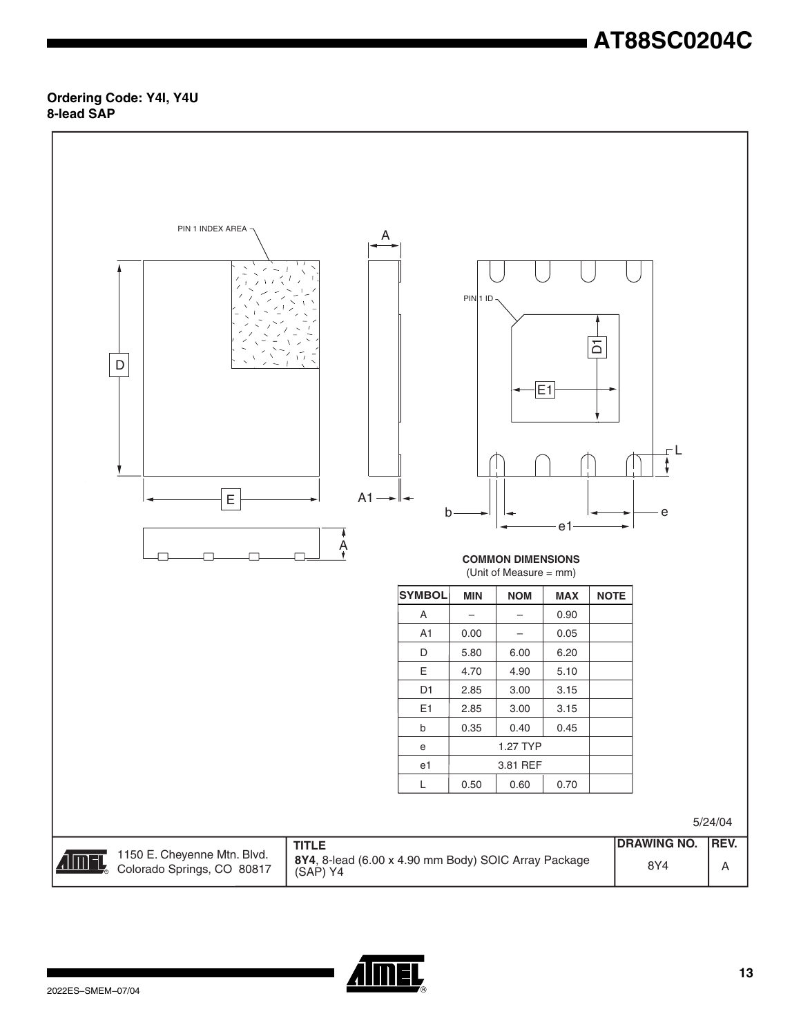**Ordering Code: Y4I, Y4U**
**8-lead SAP**

PIN 1 INDEX AREA

PIN 1 ID

**COMMON DIMENSIONS**
(Unit of Measure = mm)

| SYMBOL | MIN | NOM | MAX | NOTE |
|---|---|---|---|---|
| A | – | – | 0.90 | |
| A1 | 0.00 | – | 0.05 | |
| D | 5.80 | 6.00 | 6.20 | |
| E | 4.70 | 4.90 | 5.10 | |
| D1 | 2.85 | 3.00 | 3.15 | |
| E1 | 2.85 | 3.00 | 3.15 | |
| b | 0.35 | 0.40 | 0.45 | |
| e | 1.27 TYP | | | |
| e1 | 3.81 REF | | | |
| L | 0.50 | 0.60 | 0.70 | |

5/24/04

| | TITLE | DRAWING NO. | REV. |
|---|---|---|---|
| 1150 E. Cheyenne Mtn. Blvd. Colorado Springs, CO 80817 | **8Y4**, 8-lead (6.00 x 4.90 mm Body) SOIC Array Package (SAP) Y4 | 8Y4 | A |

2022ES–SMEM–07/04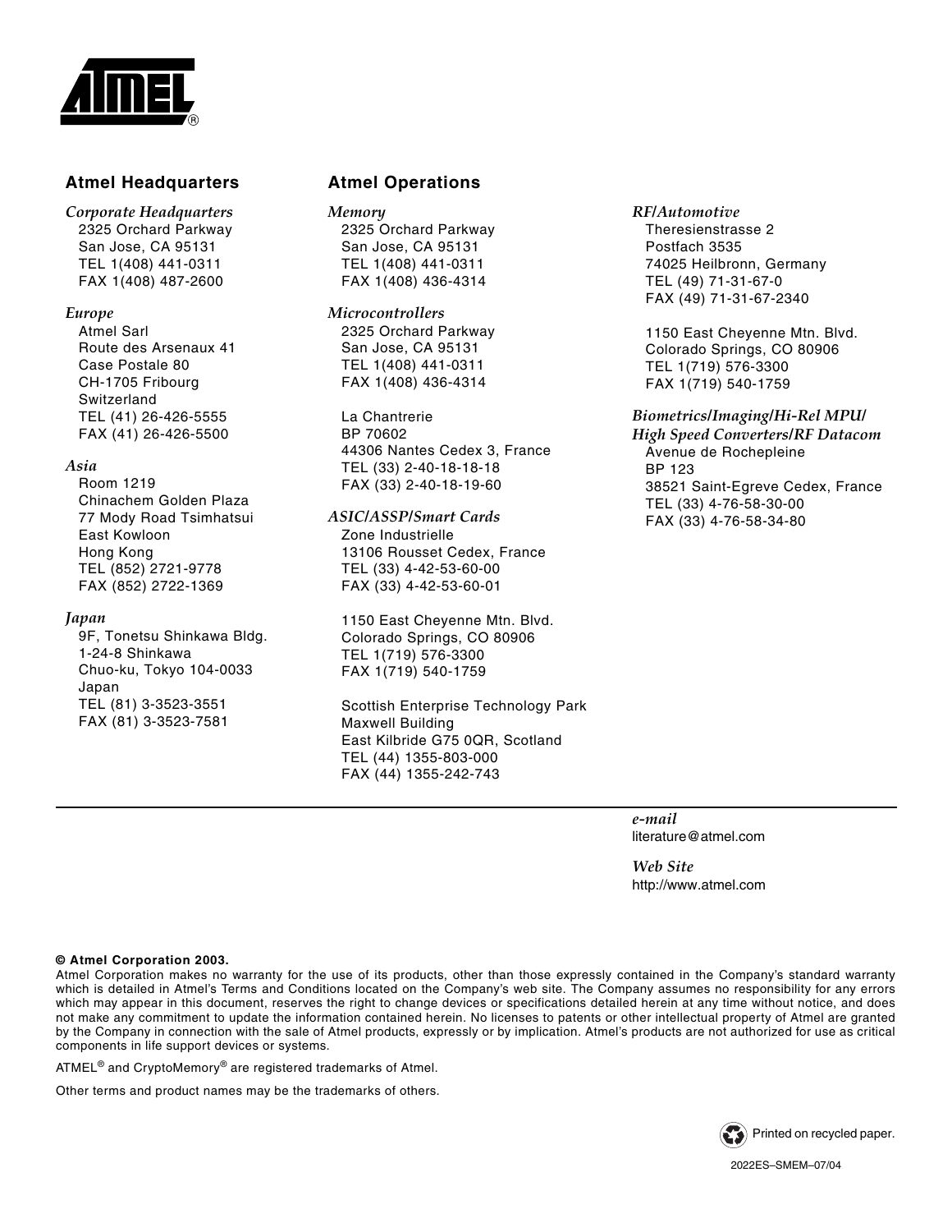## Atmel Headquarters

*Corporate Headquarters*
2325 Orchard Parkway
San Jose, CA 95131
TEL 1(408) 441-0311
FAX 1(408) 487-2600

*Europe*
Atmel Sarl
Route des Arsenaux 41
Case Postale 80
CH-1705 Fribourg
Switzerland
TEL (41) 26-426-5555
FAX (41) 26-426-5500

*Asia*
Room 1219
Chinachem Golden Plaza
77 Mody Road Tsimhatsui
East Kowloon
Hong Kong
TEL (852) 2721-9778
FAX (852) 2722-1369

*Japan*
9F, Tonetsu Shinkawa Bldg.
1-24-8 Shinkawa
Chuo-ku, Tokyo 104-0033
Japan
TEL (81) 3-3523-3551
FAX (81) 3-3523-7581

## Atmel Operations

*Memory*
2325 Orchard Parkway
San Jose, CA 95131
TEL 1(408) 441-0311
FAX 1(408) 436-4314

*Microcontrollers*
2325 Orchard Parkway
San Jose, CA 95131
TEL 1(408) 441-0311
FAX 1(408) 436-4314

La Chantrerie
BP 70602
44306 Nantes Cedex 3, France
TEL (33) 2-40-18-18-18
FAX (33) 2-40-18-19-60

*ASIC/ASSP/Smart Cards*
Zone Industrielle
13106 Rousset Cedex, France
TEL (33) 4-42-53-60-00
FAX (33) 4-42-53-60-01

1150 East Cheyenne Mtn. Blvd.
Colorado Springs, CO 80906
TEL 1(719) 576-3300
FAX 1(719) 540-1759

Scottish Enterprise Technology Park
Maxwell Building
East Kilbride G75 0QR, Scotland
TEL (44) 1355-803-000
FAX (44) 1355-242-743

*RF/Automotive*
Theresienstrasse 2
Postfach 3535
74025 Heilbronn, Germany
TEL (49) 71-31-67-0
FAX (49) 71-31-67-2340

1150 East Cheyenne Mtn. Blvd.
Colorado Springs, CO 80906
TEL 1(719) 576-3300
FAX 1(719) 540-1759

*Biometrics/Imaging/Hi-Rel MPU/*
*High Speed Converters/RF Datacom*
Avenue de Rochepleine
BP 123
38521 Saint-Egreve Cedex, France
TEL (33) 4-76-58-30-00
FAX (33) 4-76-58-34-80

---

*e-mail*
literature@atmel.com

*Web Site*
http://www.atmel.com

**© Atmel Corporation 2003.**
Atmel Corporation makes no warranty for the use of its products, other than those expressly contained in the Company's standard warranty which is detailed in Atmel's Terms and Conditions located on the Company's web site. The Company assumes no responsibility for any errors which may appear in this document, reserves the right to change devices or specifications detailed herein at any time without notice, and does not make any commitment to update the information contained herein. No licenses to patents or other intellectual property of Atmel are granted by the Company in connection with the sale of Atmel products, expressly or by implication. Atmel's products are not authorized for use as critical components in life support devices or systems.

ATMEL® and CryptoMemory® are registered trademarks of Atmel.

Other terms and product names may be the trademarks of others.

Printed on recycled paper.

2022ES–SMEM–07/04